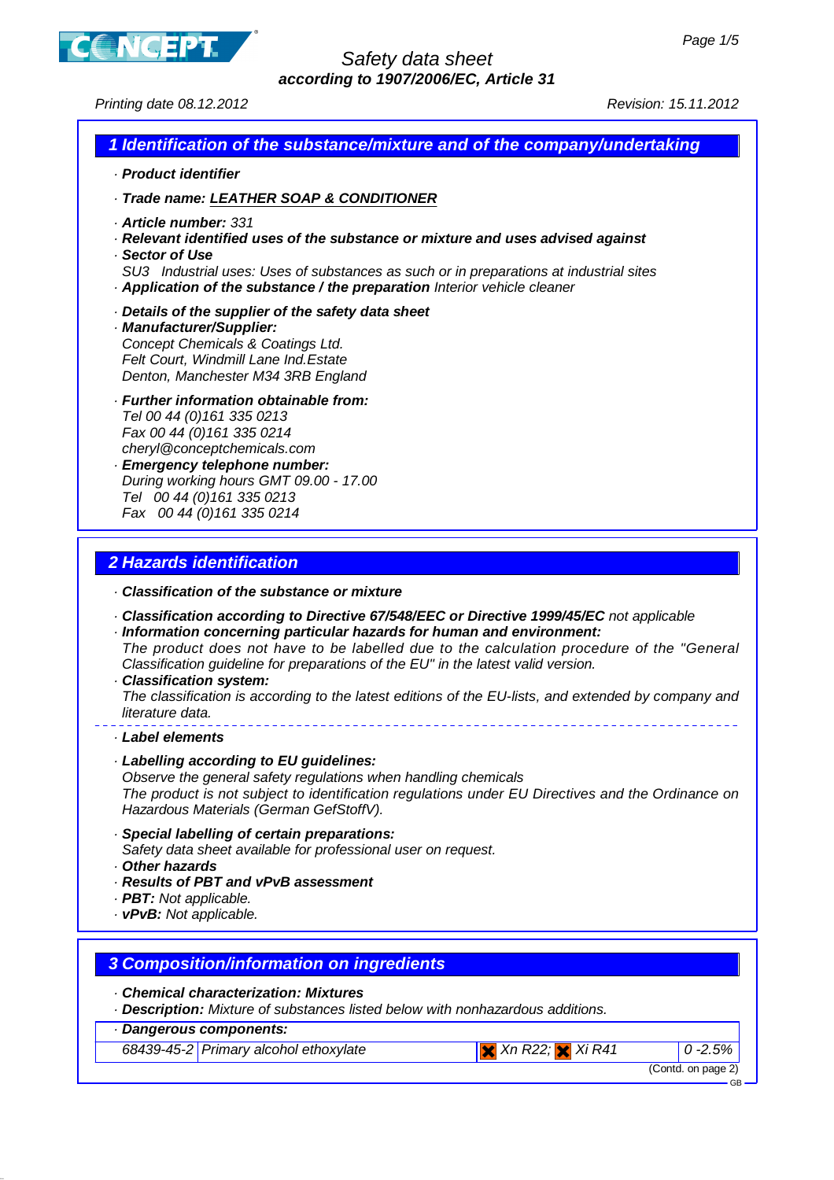# Safety data sheet
**according to 1907/2006/EC, Article 31**

Printing date 08.12.2012 Revision: 15.11.2012

## 1 Identification of the substance/mixture and of the company/undertaking

· **Product identifier**

· **Trade name: LEATHER SOAP & CONDITIONER**

· **Article number:** 331
· **Relevant identified uses of the substance or mixture and uses advised against**
· **Sector of Use**
SU3 Industrial uses: Uses of substances as such or in preparations at industrial sites
· **Application of the substance / the preparation** Interior vehicle cleaner

· **Details of the supplier of the safety data sheet**
· **Manufacturer/Supplier:**
Concept Chemicals & Coatings Ltd.
Felt Court, Windmill Lane Ind.Estate
Denton, Manchester M34 3RB England

· **Further information obtainable from:**
Tel 00 44 (0)161 335 0213
Fax 00 44 (0)161 335 0214
cheryl@conceptchemicals.com
· **Emergency telephone number:**
During working hours GMT 09.00 - 17.00
Tel 00 44 (0)161 335 0213
Fax 00 44 (0)161 335 0214

## 2 Hazards identification

· **Classification of the substance or mixture**

· **Classification according to Directive 67/548/EEC or Directive 1999/45/EC** not applicable
· **Information concerning particular hazards for human and environment:**
The product does not have to be labelled due to the calculation procedure of the "General Classification guideline for preparations of the EU" in the latest valid version.
· **Classification system:**
The classification is according to the latest editions of the EU-lists, and extended by company and literature data.

· **Label elements**

· **Labelling according to EU guidelines:**
Observe the general safety regulations when handling chemicals
The product is not subject to identification regulations under EU Directives and the Ordinance on Hazardous Materials (German GefStoffV).

· **Special labelling of certain preparations:**
Safety data sheet available for professional user on request.
· **Other hazards**
· **Results of PBT and vPvB assessment**
· **PBT:** Not applicable.
· **vPvB:** Not applicable.

## 3 Composition/information on ingredients

· **Chemical characterization: Mixtures**
· **Description:** Mixture of substances listed below with nonhazardous additions.

· **Dangerous components:**

| | | | |
|---|---|---|---|
| 68439-45-2 | Primary alcohol ethoxylate | Xn R22; Xi R41 | 0 -2.5% |

(Contd. on page 2)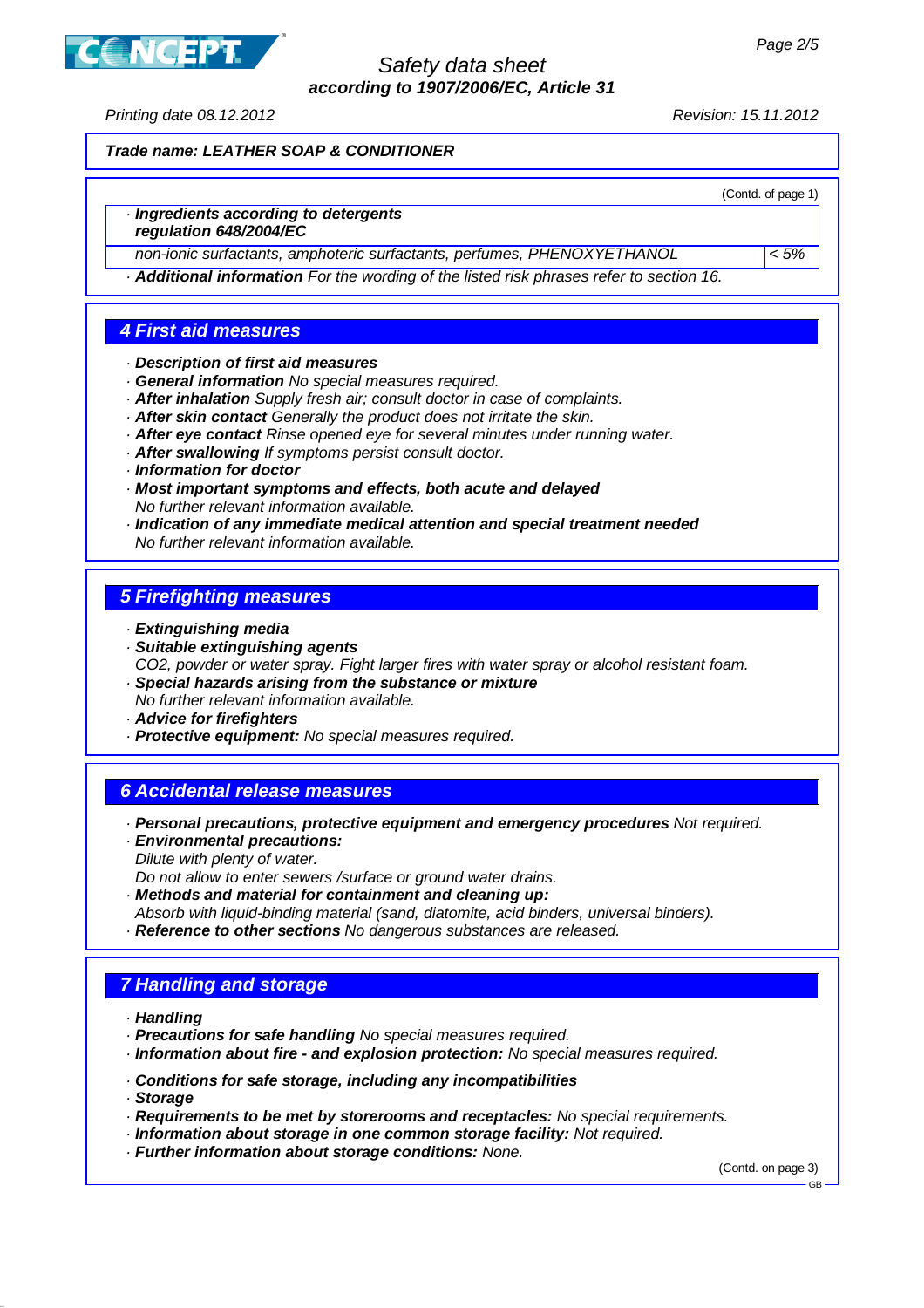**Trade name: LEATHER SOAP & CONDITIONER**

(Contd. of page 1)

| · Ingredients according to detergents regulation 648/2004/EC | |
|---|---|
| non-ionic surfactants, amphoteric surfactants, perfumes, PHENOXYETHANOL | < 5% |

· **Additional information** For the wording of the listed risk phrases refer to section 16.

## 4 First aid measures

· **Description of first aid measures**
· **General information** No special measures required.
· **After inhalation** Supply fresh air; consult doctor in case of complaints.
· **After skin contact** Generally the product does not irritate the skin.
· **After eye contact** Rinse opened eye for several minutes under running water.
· **After swallowing** If symptoms persist consult doctor.
· **Information for doctor**
· **Most important symptoms and effects, both acute and delayed**
No further relevant information available.
· **Indication of any immediate medical attention and special treatment needed**
No further relevant information available.

## 5 Firefighting measures

· **Extinguishing media**
· **Suitable extinguishing agents**
$CO_2$, powder or water spray. Fight larger fires with water spray or alcohol resistant foam.
· **Special hazards arising from the substance or mixture**
No further relevant information available.
· **Advice for firefighters**
· **Protective equipment:** No special measures required.

## 6 Accidental release measures

· **Personal precautions, protective equipment and emergency procedures** Not required.
· **Environmental precautions:**
Dilute with plenty of water.
Do not allow to enter sewers /surface or ground water drains.
· **Methods and material for containment and cleaning up:**
Absorb with liquid-binding material (sand, diatomite, acid binders, universal binders).
· **Reference to other sections** No dangerous substances are released.

## 7 Handling and storage

· **Handling**
· **Precautions for safe handling** No special measures required.
· **Information about fire - and explosion protection:** No special measures required.

· **Conditions for safe storage, including any incompatibilities**
· **Storage**
· **Requirements to be met by storerooms and receptacles:** No special requirements.
· **Information about storage in one common storage facility:** Not required.
· **Further information about storage conditions:** None.

(Contd. on page 3)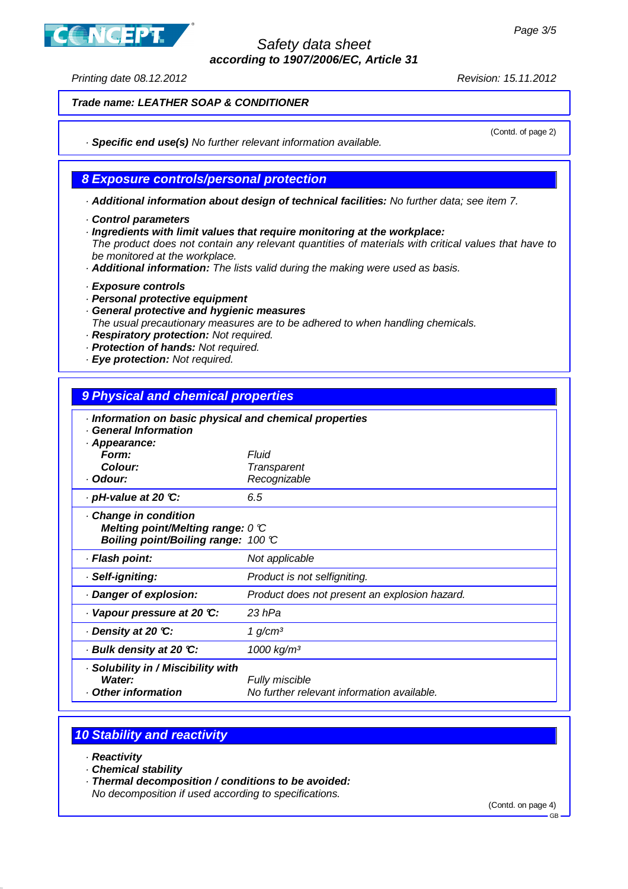Safety data sheet
according to 1907/2006/EC, Article 31

Printing date 08.12.2012 Revision: 15.11.2012

**Trade name: LEATHER SOAP & CONDITIONER**

(Contd. of page 2)

· **Specific end use(s)** No further relevant information available.

## 8 Exposure controls/personal protection

· **Additional information about design of technical facilities:** No further data; see item 7.

· **Control parameters**
· **Ingredients with limit values that require monitoring at the workplace:**
The product does not contain any relevant quantities of materials with critical values that have to be monitored at the workplace.
· **Additional information:** The lists valid during the making were used as basis.

· **Exposure controls**
· **Personal protective equipment**
· **General protective and hygienic measures**
The usual precautionary measures are to be adhered to when handling chemicals.
· **Respiratory protection:** Not required.
· **Protection of hands:** Not required.
· **Eye protection:** Not required.

## 9 Physical and chemical properties

| · **Information on basic physical and chemical properties** | |
|---|---|
| · **General Information** | |
| · **Appearance:** | |
| **Form:** | Fluid |
| **Colour:** | Transparent |
| · **Odour:** | Recognizable |
| · **pH-value at 20 °C:** | 6.5 |
| · **Change in condition** | |
| **Melting point/Melting range:** | 0 °C |
| **Boiling point/Boiling range:** | 100 °C |
| · **Flash point:** | Not applicable |
| · **Self-igniting:** | Product is not selfigniting. |
| · **Danger of explosion:** | Product does not present an explosion hazard. |
| · **Vapour pressure at 20 °C:** | 23 hPa |
| · **Density at 20 °C:** | 1 g/cm³ |
| · **Bulk density at 20 °C:** | 1000 kg/m³ |
| · **Solubility in / Miscibility with** | |
| **Water:** | Fully miscible |
| · **Other information** | No further relevant information available. |

## 10 Stability and reactivity

· **Reactivity**
· **Chemical stability**
· **Thermal decomposition / conditions to be avoided:**
No decomposition if used according to specifications.

(Contd. on page 4)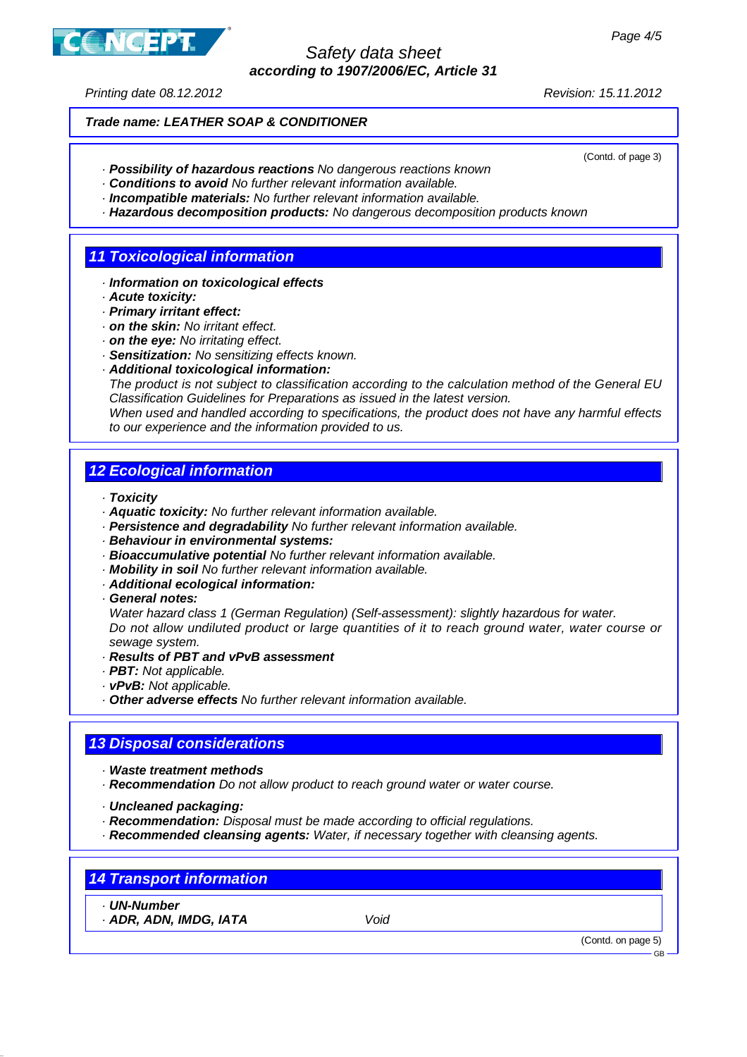**Trade name: LEATHER SOAP & CONDITIONER**

(Contd. of page 3)

- **Possibility of hazardous reactions** No dangerous reactions known
- **Conditions to avoid** No further relevant information available.
- **Incompatible materials:** No further relevant information available.
- **Hazardous decomposition products:** No dangerous decomposition products known

## 11 Toxicological information

- **Information on toxicological effects**
- **Acute toxicity:**
- **Primary irritant effect:**
- **on the skin:** No irritant effect.
- **on the eye:** No irritating effect.
- **Sensitization:** No sensitizing effects known.
- **Additional toxicological information:**

  The product is not subject to classification according to the calculation method of the General EU Classification Guidelines for Preparations as issued in the latest version.

  When used and handled according to specifications, the product does not have any harmful effects to our experience and the information provided to us.

## 12 Ecological information

- **Toxicity**
- **Aquatic toxicity:** No further relevant information available.
- **Persistence and degradability** No further relevant information available.
- **Behaviour in environmental systems:**
- **Bioaccumulative potential** No further relevant information available.
- **Mobility in soil** No further relevant information available.
- **Additional ecological information:**
- **General notes:**

  Water hazard class 1 (German Regulation) (Self-assessment): slightly hazardous for water.

  Do not allow undiluted product or large quantities of it to reach ground water, water course or sewage system.
- **Results of PBT and vPvB assessment**
- **PBT:** Not applicable.
- **vPvB:** Not applicable.
- **Other adverse effects** No further relevant information available.

## 13 Disposal considerations

- **Waste treatment methods**
- **Recommendation** Do not allow product to reach ground water or water course.

- **Uncleaned packaging:**
- **Recommendation:** Disposal must be made according to official regulations.
- **Recommended cleansing agents:** Water, if necessary together with cleansing agents.

## 14 Transport information

| · **UN-Number** | |
|---|---|
| · **ADR, ADN, IMDG, IATA** | Void |

(Contd. on page 5)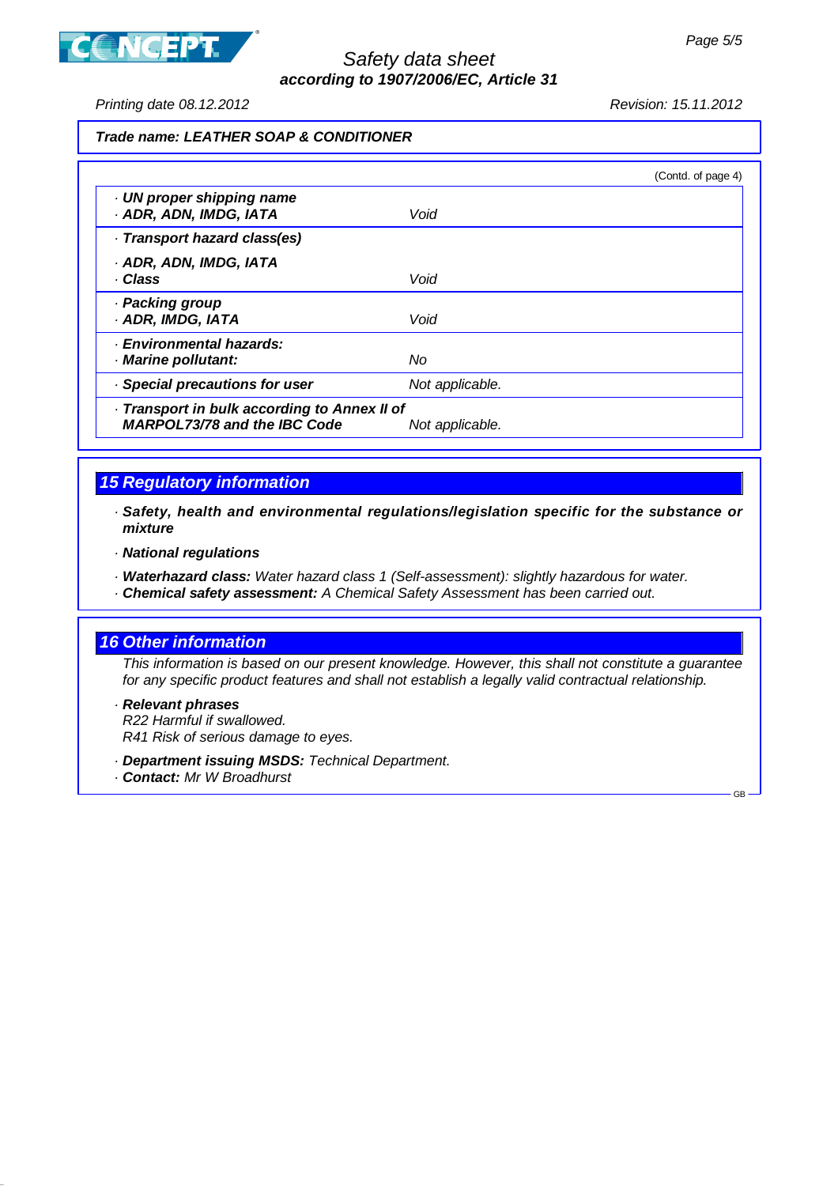**Trade name: LEATHER SOAP & CONDITIONER**

(Contd. of page 4)

| | |
|---|---|
| · **UN proper shipping name**<br>· **ADR, ADN, IMDG, IATA** | Void |
| · **Transport hazard class(es)** | |
| · **ADR, ADN, IMDG, IATA**<br>· **Class** | Void |
| · **Packing group**<br>· **ADR, IMDG, IATA** | Void |
| · **Environmental hazards:**<br>· **Marine pollutant:** | No |
| · **Special precautions for user** | Not applicable. |
| · **Transport in bulk according to Annex II of MARPOL73/78 and the IBC Code** | Not applicable. |

## 15 Regulatory information

· **Safety, health and environmental regulations/legislation specific for the substance or mixture**

· **National regulations**

· **Waterhazard class:** Water hazard class 1 (Self-assessment): slightly hazardous for water.
· **Chemical safety assessment:** A Chemical Safety Assessment has been carried out.

## 16 Other information

This information is based on our present knowledge. However, this shall not constitute a guarantee for any specific product features and shall not establish a legally valid contractual relationship.

· **Relevant phrases**
R22 Harmful if swallowed.
R41 Risk of serious damage to eyes.

· **Department issuing MSDS:** Technical Department.
· **Contact:** Mr W Broadhurst